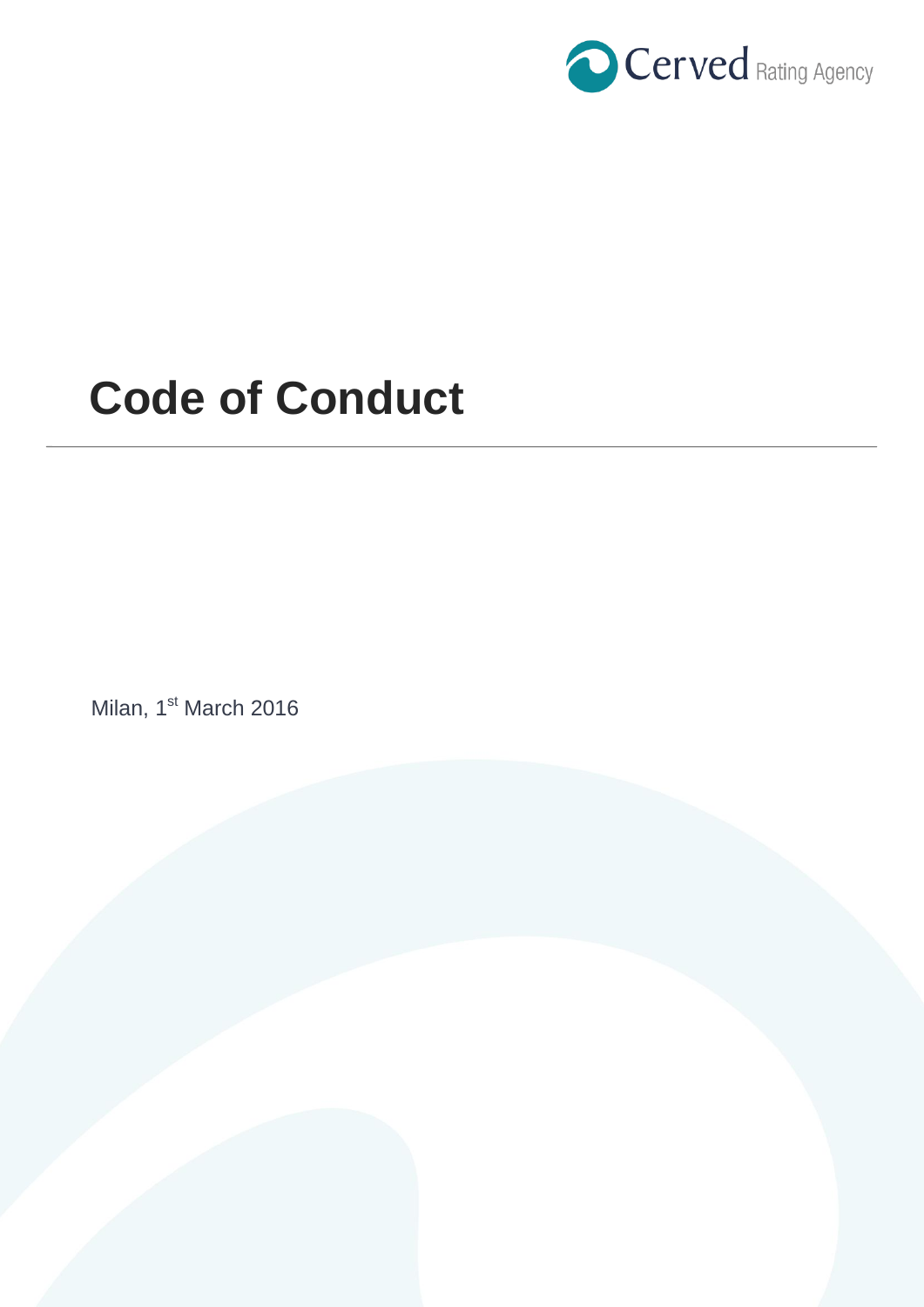Cerved Rating Agency

# Code of Conduct

Milan, 1st March 2016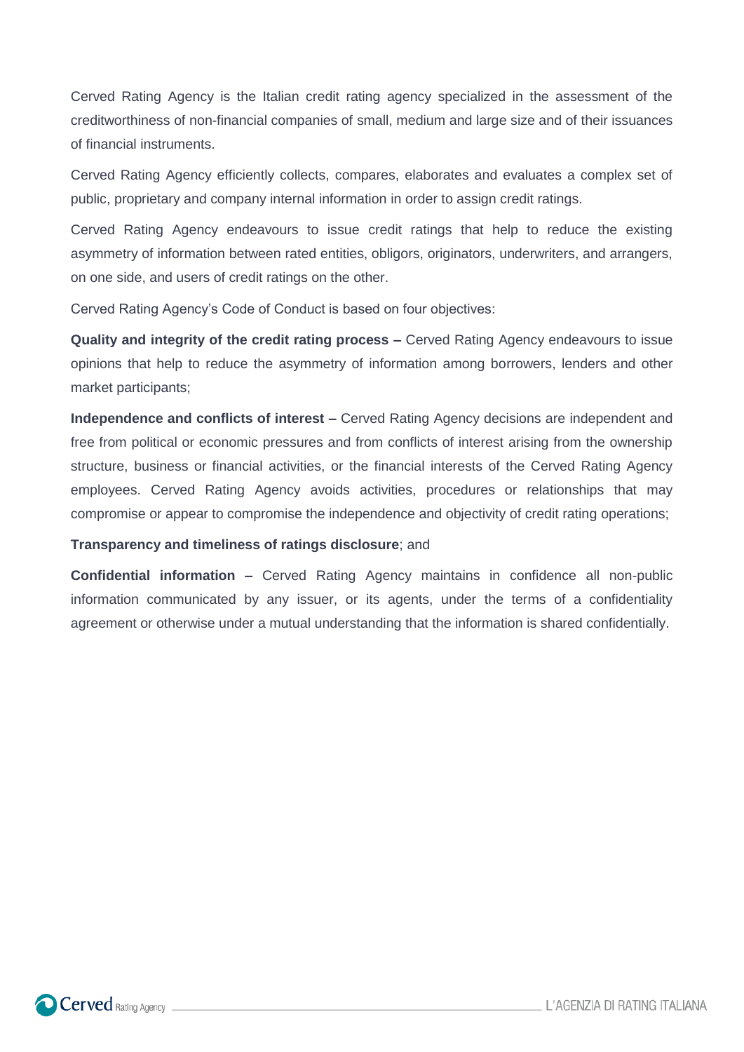Cerved Rating Agency is the Italian credit rating agency specialized in the assessment of the creditworthiness of non-financial companies of small, medium and large size and of their issuances of financial instruments.

Cerved Rating Agency efficiently collects, compares, elaborates and evaluates a complex set of public, proprietary and company internal information in order to assign credit ratings.

Cerved Rating Agency endeavours to issue credit ratings that help to reduce the existing asymmetry of information between rated entities, obligors, originators, underwriters, and arrangers, on one side, and users of credit ratings on the other.

Cerved Rating Agency's Code of Conduct is based on four objectives:

**Quality and integrity of the credit rating process –** Cerved Rating Agency endeavours to issue opinions that help to reduce the asymmetry of information among borrowers, lenders and other market participants;

**Independence and conflicts of interest –** Cerved Rating Agency decisions are independent and free from political or economic pressures and from conflicts of interest arising from the ownership structure, business or financial activities, or the financial interests of the Cerved Rating Agency employees. Cerved Rating Agency avoids activities, procedures or relationships that may compromise or appear to compromise the independence and objectivity of credit rating operations;

**Transparency and timeliness of ratings disclosure**; and

**Confidential information –** Cerved Rating Agency maintains in confidence all non-public information communicated by any issuer, or its agents, under the terms of a confidentiality agreement or otherwise under a mutual understanding that the information is shared confidentially.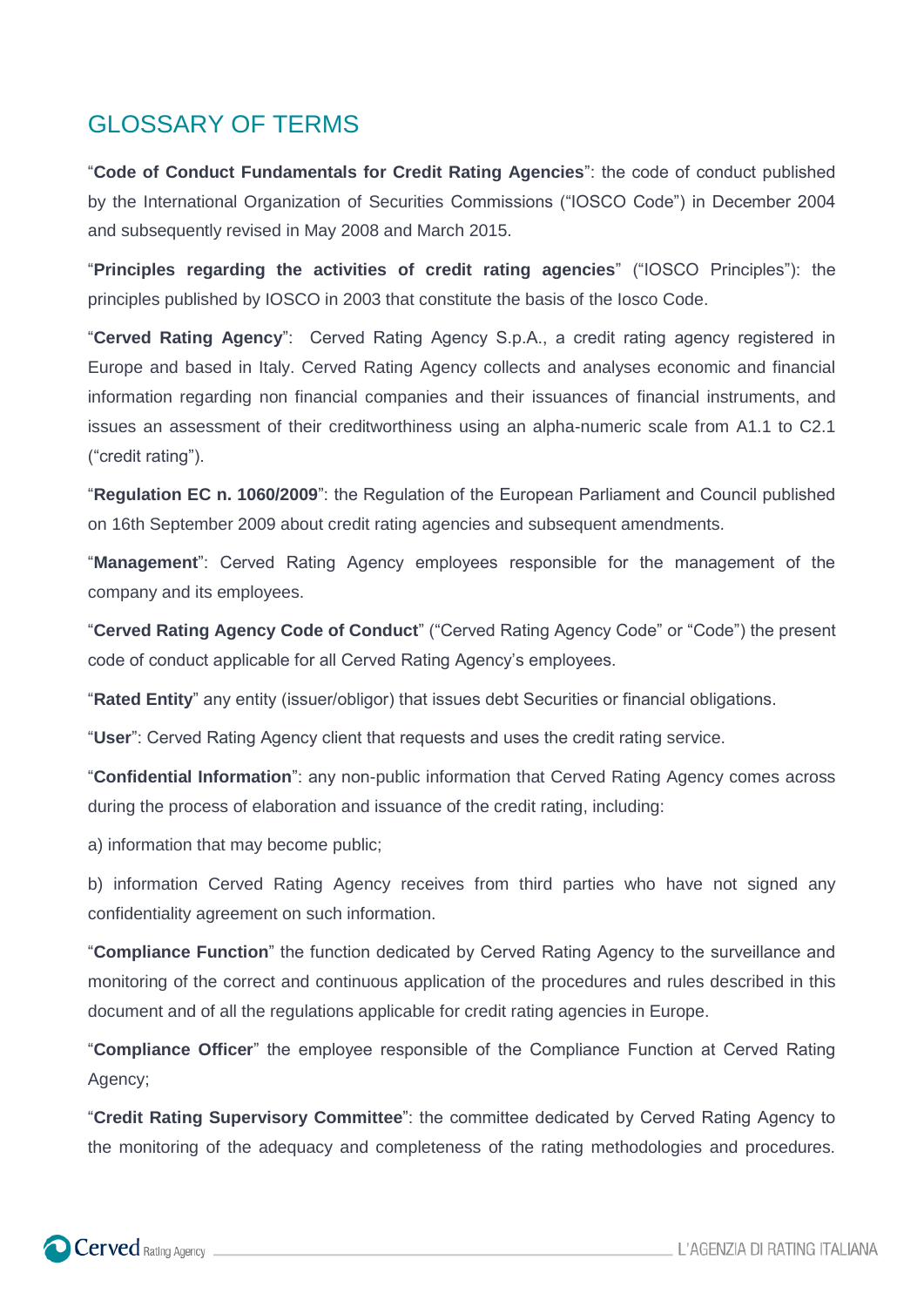## GLOSSARY OF TERMS

"**Code of Conduct Fundamentals for Credit Rating Agencies**": the code of conduct published by the International Organization of Securities Commissions ("IOSCO Code") in December 2004 and subsequently revised in May 2008 and March 2015.

"**Principles regarding the activities of credit rating agencies**" ("IOSCO Principles"): the principles published by IOSCO in 2003 that constitute the basis of the Iosco Code.

"**Cerved Rating Agency**": Cerved Rating Agency S.p.A., a credit rating agency registered in Europe and based in Italy. Cerved Rating Agency collects and analyses economic and financial information regarding non financial companies and their issuances of financial instruments, and issues an assessment of their creditworthiness using an alpha-numeric scale from A1.1 to C2.1 ("credit rating").

"**Regulation EC n. 1060/2009**": the Regulation of the European Parliament and Council published on 16th September 2009 about credit rating agencies and subsequent amendments.

"**Management**": Cerved Rating Agency employees responsible for the management of the company and its employees.

"**Cerved Rating Agency Code of Conduct**" ("Cerved Rating Agency Code" or "Code") the present code of conduct applicable for all Cerved Rating Agency's employees.

"**Rated Entity**" any entity (issuer/obligor) that issues debt Securities or financial obligations.

"**User**": Cerved Rating Agency client that requests and uses the credit rating service.

"**Confidential Information**": any non-public information that Cerved Rating Agency comes across during the process of elaboration and issuance of the credit rating, including:

a) information that may become public;

b) information Cerved Rating Agency receives from third parties who have not signed any confidentiality agreement on such information.

"**Compliance Function**" the function dedicated by Cerved Rating Agency to the surveillance and monitoring of the correct and continuous application of the procedures and rules described in this document and of all the regulations applicable for credit rating agencies in Europe.

"**Compliance Officer**" the employee responsible of the Compliance Function at Cerved Rating Agency;

"**Credit Rating Supervisory Committee**": the committee dedicated by Cerved Rating Agency to the monitoring of the adequacy and completeness of the rating methodologies and procedures.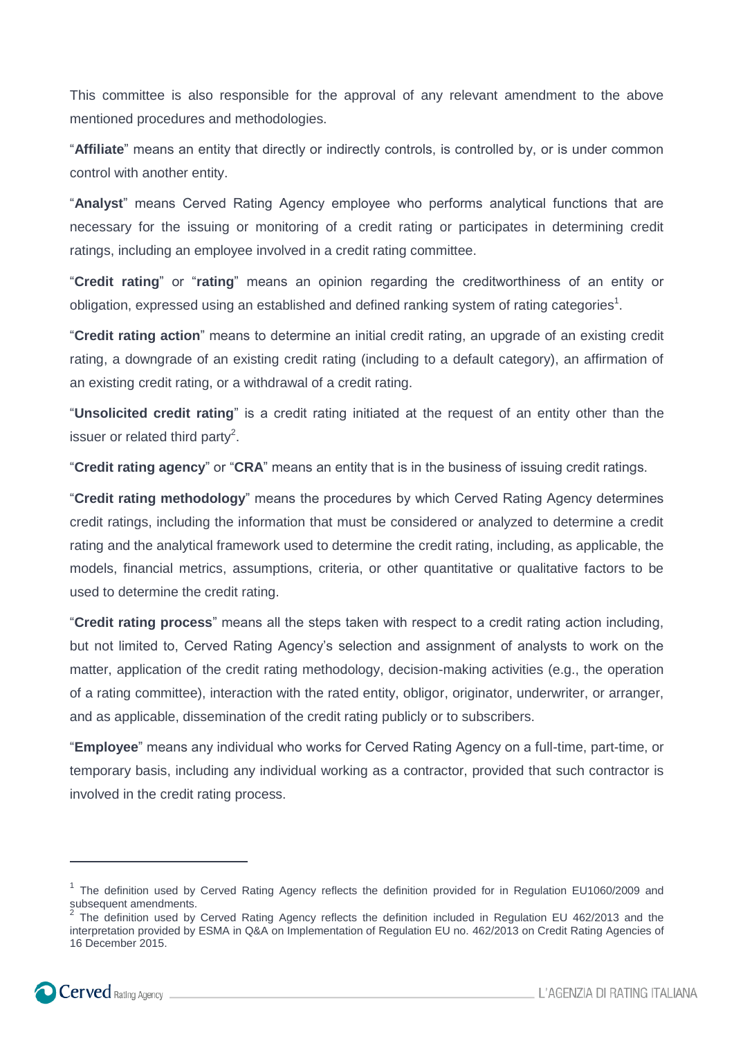This committee is also responsible for the approval of any relevant amendment to the above mentioned procedures and methodologies.

"**Affiliate**" means an entity that directly or indirectly controls, is controlled by, or is under common control with another entity.

"**Analyst**" means Cerved Rating Agency employee who performs analytical functions that are necessary for the issuing or monitoring of a credit rating or participates in determining credit ratings, including an employee involved in a credit rating committee.

"**Credit rating**" or "**rating**" means an opinion regarding the creditworthiness of an entity or obligation, expressed using an established and defined ranking system of rating categories[1].

"**Credit rating action**" means to determine an initial credit rating, an upgrade of an existing credit rating, a downgrade of an existing credit rating (including to a default category), an affirmation of an existing credit rating, or a withdrawal of a credit rating.

"**Unsolicited credit rating**" is a credit rating initiated at the request of an entity other than the issuer or related third party[2].

"**Credit rating agency**" or "**CRA**" means an entity that is in the business of issuing credit ratings.

"**Credit rating methodology**" means the procedures by which Cerved Rating Agency determines credit ratings, including the information that must be considered or analyzed to determine a credit rating and the analytical framework used to determine the credit rating, including, as applicable, the models, financial metrics, assumptions, criteria, or other quantitative or qualitative factors to be used to determine the credit rating.

"**Credit rating process**" means all the steps taken with respect to a credit rating action including, but not limited to, Cerved Rating Agency's selection and assignment of analysts to work on the matter, application of the credit rating methodology, decision-making activities (e.g., the operation of a rating committee), interaction with the rated entity, obligor, originator, underwriter, or arranger, and as applicable, dissemination of the credit rating publicly or to subscribers.

"**Employee**" means any individual who works for Cerved Rating Agency on a full-time, part-time, or temporary basis, including any individual working as a contractor, provided that such contractor is involved in the credit rating process.

---

[1] The definition used by Cerved Rating Agency reflects the definition provided for in Regulation EU1060/2009 and subsequent amendments.

[2] The definition used by Cerved Rating Agency reflects the definition included in Regulation EU 462/2013 and the interpretation provided by ESMA in Q&A on Implementation of Regulation EU no. 462/2013 on Credit Rating Agencies of 16 December 2015.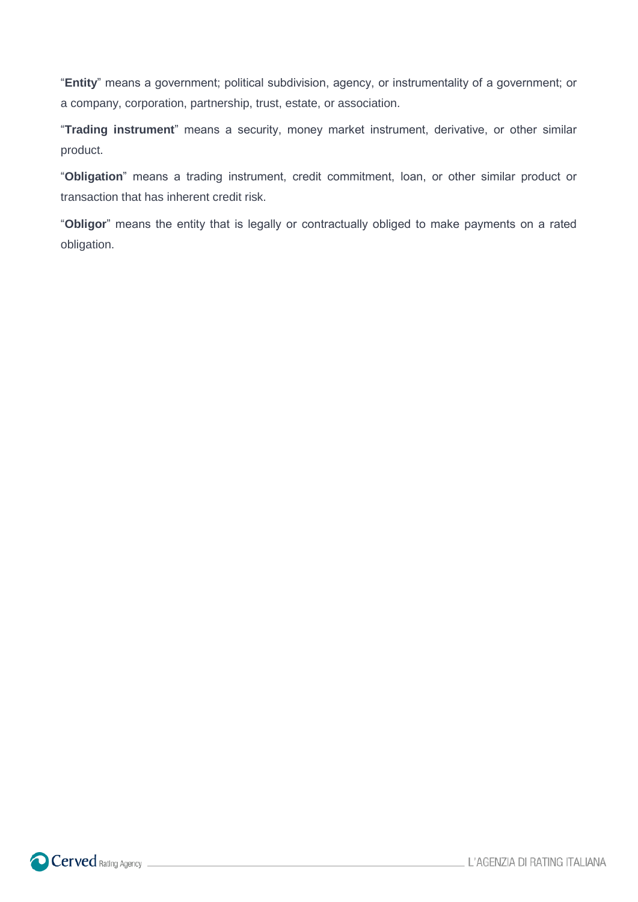“**Entity**” means a government; political subdivision, agency, or instrumentality of a government; or a company, corporation, partnership, trust, estate, or association.

“**Trading instrument**” means a security, money market instrument, derivative, or other similar product.

“**Obligation**” means a trading instrument, credit commitment, loan, or other similar product or transaction that has inherent credit risk.

“**Obligor**” means the entity that is legally or contractually obliged to make payments on a rated obligation.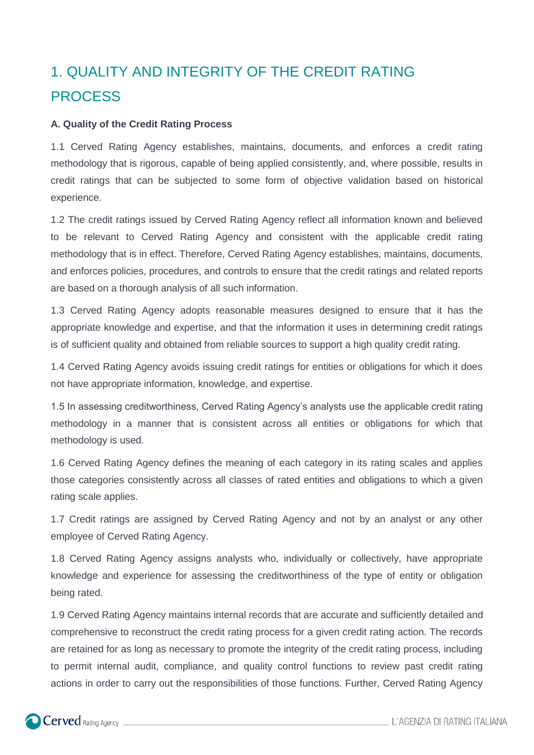# 1. QUALITY AND INTEGRITY OF THE CREDIT RATING PROCESS

**A. Quality of the Credit Rating Process**

1.1 Cerved Rating Agency establishes, maintains, documents, and enforces a credit rating methodology that is rigorous, capable of being applied consistently, and, where possible, results in credit ratings that can be subjected to some form of objective validation based on historical experience.

1.2 The credit ratings issued by Cerved Rating Agency reflect all information known and believed to be relevant to Cerved Rating Agency and consistent with the applicable credit rating methodology that is in effect. Therefore, Cerved Rating Agency establishes, maintains, documents, and enforces policies, procedures, and controls to ensure that the credit ratings and related reports are based on a thorough analysis of all such information.

1.3 Cerved Rating Agency adopts reasonable measures designed to ensure that it has the appropriate knowledge and expertise, and that the information it uses in determining credit ratings is of sufficient quality and obtained from reliable sources to support a high quality credit rating.

1.4 Cerved Rating Agency avoids issuing credit ratings for entities or obligations for which it does not have appropriate information, knowledge, and expertise.

1.5 In assessing creditworthiness, Cerved Rating Agency's analysts use the applicable credit rating methodology in a manner that is consistent across all entities or obligations for which that methodology is used.

1.6 Cerved Rating Agency defines the meaning of each category in its rating scales and applies those categories consistently across all classes of rated entities and obligations to which a given rating scale applies.

1.7 Credit ratings are assigned by Cerved Rating Agency and not by an analyst or any other employee of Cerved Rating Agency.

1.8 Cerved Rating Agency assigns analysts who, individually or collectively, have appropriate knowledge and experience for assessing the creditworthiness of the type of entity or obligation being rated.

1.9 Cerved Rating Agency maintains internal records that are accurate and sufficiently detailed and comprehensive to reconstruct the credit rating process for a given credit rating action. The records are retained for as long as necessary to promote the integrity of the credit rating process, including to permit internal audit, compliance, and quality control functions to review past credit rating actions in order to carry out the responsibilities of those functions. Further, Cerved Rating Agency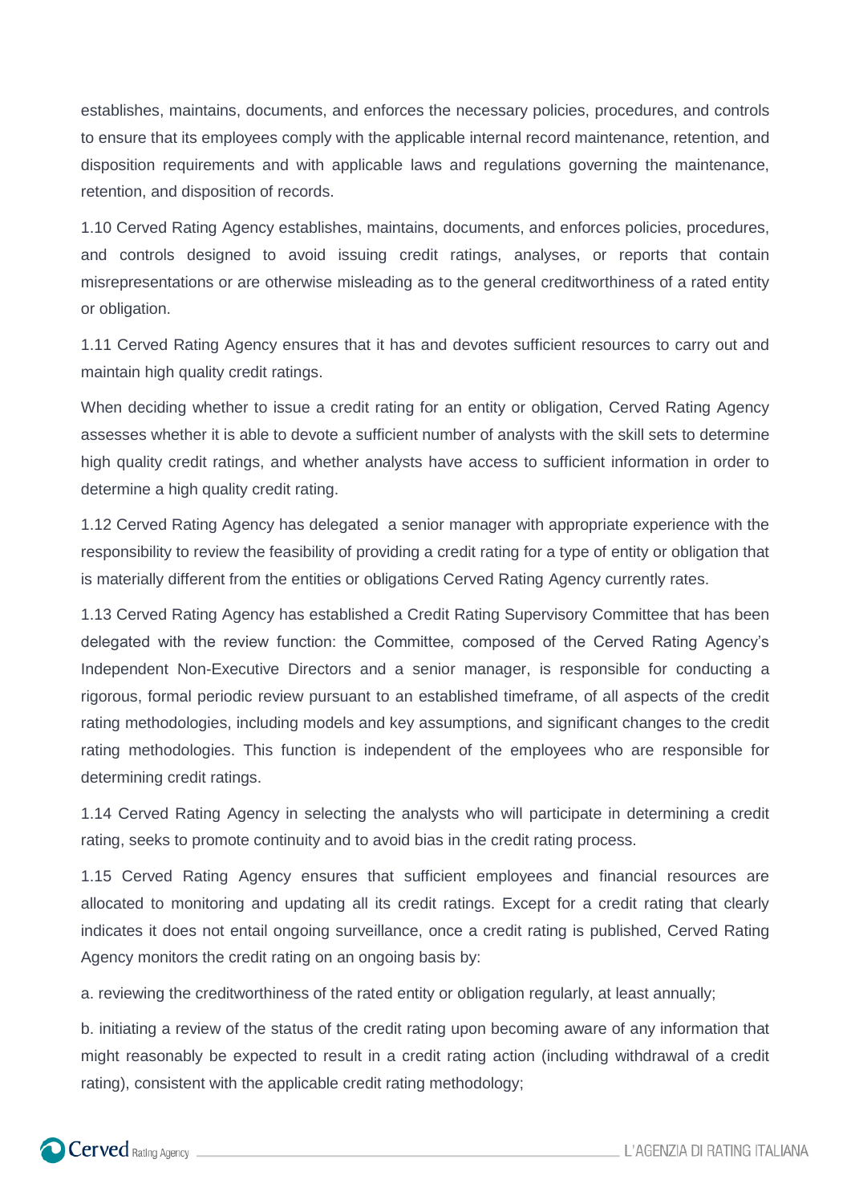establishes, maintains, documents, and enforces the necessary policies, procedures, and controls to ensure that its employees comply with the applicable internal record maintenance, retention, and disposition requirements and with applicable laws and regulations governing the maintenance, retention, and disposition of records.

1.10 Cerved Rating Agency establishes, maintains, documents, and enforces policies, procedures, and controls designed to avoid issuing credit ratings, analyses, or reports that contain misrepresentations or are otherwise misleading as to the general creditworthiness of a rated entity or obligation.

1.11 Cerved Rating Agency ensures that it has and devotes sufficient resources to carry out and maintain high quality credit ratings.

When deciding whether to issue a credit rating for an entity or obligation, Cerved Rating Agency assesses whether it is able to devote a sufficient number of analysts with the skill sets to determine high quality credit ratings, and whether analysts have access to sufficient information in order to determine a high quality credit rating.

1.12 Cerved Rating Agency has delegated a senior manager with appropriate experience with the responsibility to review the feasibility of providing a credit rating for a type of entity or obligation that is materially different from the entities or obligations Cerved Rating Agency currently rates.

1.13 Cerved Rating Agency has established a Credit Rating Supervisory Committee that has been delegated with the review function: the Committee, composed of the Cerved Rating Agency's Independent Non-Executive Directors and a senior manager, is responsible for conducting a rigorous, formal periodic review pursuant to an established timeframe, of all aspects of the credit rating methodologies, including models and key assumptions, and significant changes to the credit rating methodologies. This function is independent of the employees who are responsible for determining credit ratings.

1.14 Cerved Rating Agency in selecting the analysts who will participate in determining a credit rating, seeks to promote continuity and to avoid bias in the credit rating process.

1.15 Cerved Rating Agency ensures that sufficient employees and financial resources are allocated to monitoring and updating all its credit ratings. Except for a credit rating that clearly indicates it does not entail ongoing surveillance, once a credit rating is published, Cerved Rating Agency monitors the credit rating on an ongoing basis by:

a. reviewing the creditworthiness of the rated entity or obligation regularly, at least annually;

b. initiating a review of the status of the credit rating upon becoming aware of any information that might reasonably be expected to result in a credit rating action (including withdrawal of a credit rating), consistent with the applicable credit rating methodology;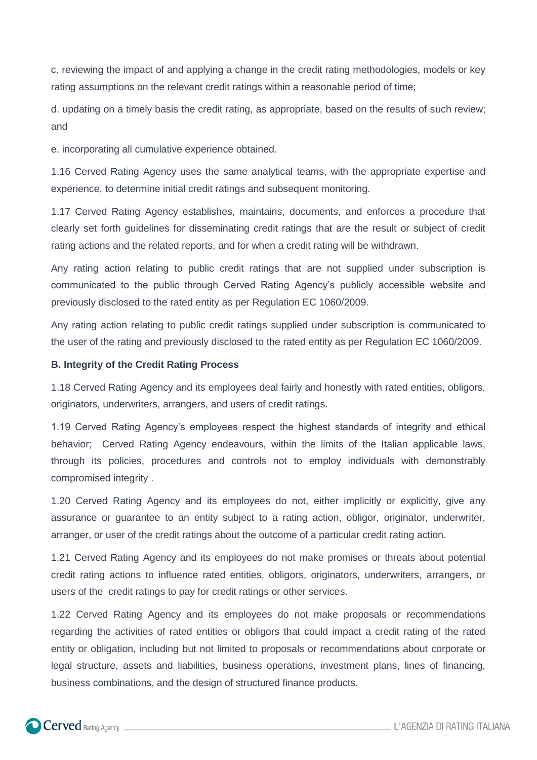c. reviewing the impact of and applying a change in the credit rating methodologies, models or key rating assumptions on the relevant credit ratings within a reasonable period of time;

d. updating on a timely basis the credit rating, as appropriate, based on the results of such review; and

e. incorporating all cumulative experience obtained.

1.16 Cerved Rating Agency uses the same analytical teams, with the appropriate expertise and experience, to determine initial credit ratings and subsequent monitoring.

1.17 Cerved Rating Agency establishes, maintains, documents, and enforces a procedure that clearly set forth guidelines for disseminating credit ratings that are the result or subject of credit rating actions and the related reports, and for when a credit rating will be withdrawn.

Any rating action relating to public credit ratings that are not supplied under subscription is communicated to the public through Cerved Rating Agency's publicly accessible website and previously disclosed to the rated entity as per Regulation EC 1060/2009.

Any rating action relating to public credit ratings supplied under subscription is communicated to the user of the rating and previously disclosed to the rated entity as per Regulation EC 1060/2009.

**B. Integrity of the Credit Rating Process**

1.18 Cerved Rating Agency and its employees deal fairly and honestly with rated entities, obligors, originators, underwriters, arrangers, and users of credit ratings.

1.19 Cerved Rating Agency's employees respect the highest standards of integrity and ethical behavior; Cerved Rating Agency endeavours, within the limits of the Italian applicable laws, through its policies, procedures and controls not to employ individuals with demonstrably compromised integrity .

1.20 Cerved Rating Agency and its employees do not, either implicitly or explicitly, give any assurance or guarantee to an entity subject to a rating action, obligor, originator, underwriter, arranger, or user of the credit ratings about the outcome of a particular credit rating action.

1.21 Cerved Rating Agency and its employees do not make promises or threats about potential credit rating actions to influence rated entities, obligors, originators, underwriters, arrangers, or users of the credit ratings to pay for credit ratings or other services.

1.22 Cerved Rating Agency and its employees do not make proposals or recommendations regarding the activities of rated entities or obligors that could impact a credit rating of the rated entity or obligation, including but not limited to proposals or recommendations about corporate or legal structure, assets and liabilities, business operations, investment plans, lines of financing, business combinations, and the design of structured finance products.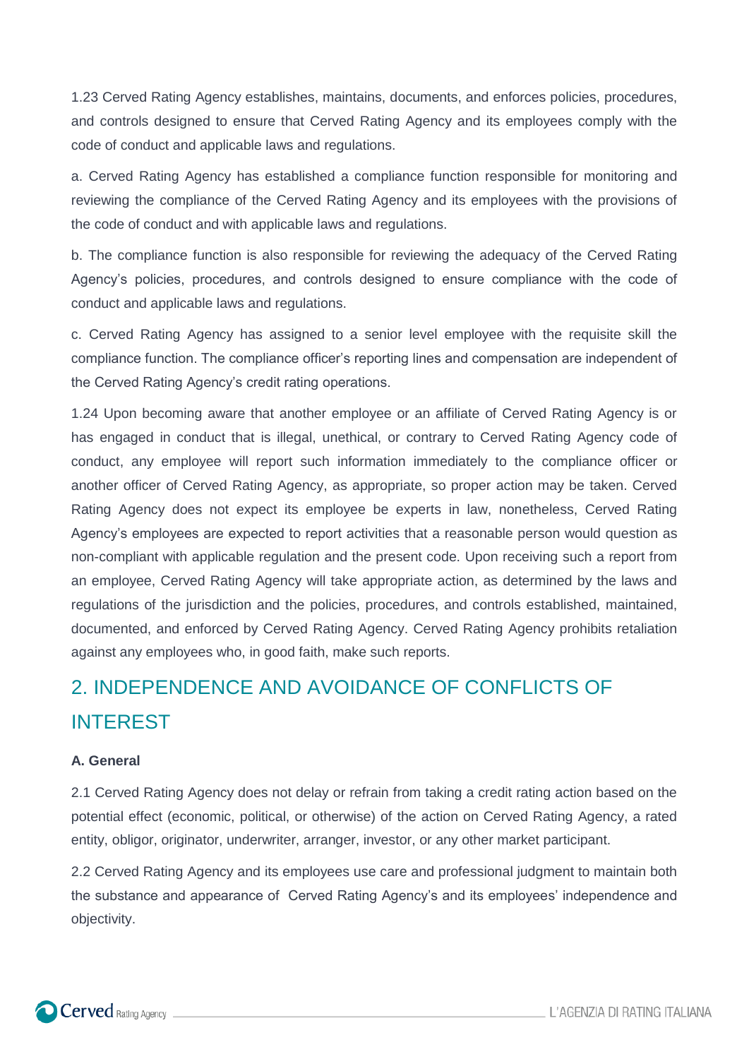1.23 Cerved Rating Agency establishes, maintains, documents, and enforces policies, procedures, and controls designed to ensure that Cerved Rating Agency and its employees comply with the code of conduct and applicable laws and regulations.

a. Cerved Rating Agency has established a compliance function responsible for monitoring and reviewing the compliance of the Cerved Rating Agency and its employees with the provisions of the code of conduct and with applicable laws and regulations.

b. The compliance function is also responsible for reviewing the adequacy of the Cerved Rating Agency's policies, procedures, and controls designed to ensure compliance with the code of conduct and applicable laws and regulations.

c. Cerved Rating Agency has assigned to a senior level employee with the requisite skill the compliance function. The compliance officer's reporting lines and compensation are independent of the Cerved Rating Agency's credit rating operations.

1.24 Upon becoming aware that another employee or an affiliate of Cerved Rating Agency is or has engaged in conduct that is illegal, unethical, or contrary to Cerved Rating Agency code of conduct, any employee will report such information immediately to the compliance officer or another officer of Cerved Rating Agency, as appropriate, so proper action may be taken. Cerved Rating Agency does not expect its employee be experts in law, nonetheless, Cerved Rating Agency's employees are expected to report activities that a reasonable person would question as non-compliant with applicable regulation and the present code. Upon receiving such a report from an employee, Cerved Rating Agency will take appropriate action, as determined by the laws and regulations of the jurisdiction and the policies, procedures, and controls established, maintained, documented, and enforced by Cerved Rating Agency. Cerved Rating Agency prohibits retaliation against any employees who, in good faith, make such reports.

## 2. INDEPENDENCE AND AVOIDANCE OF CONFLICTS OF INTEREST

### A. General

2.1 Cerved Rating Agency does not delay or refrain from taking a credit rating action based on the potential effect (economic, political, or otherwise) of the action on Cerved Rating Agency, a rated entity, obligor, originator, underwriter, arranger, investor, or any other market participant.

2.2 Cerved Rating Agency and its employees use care and professional judgment to maintain both the substance and appearance of Cerved Rating Agency's and its employees' independence and objectivity.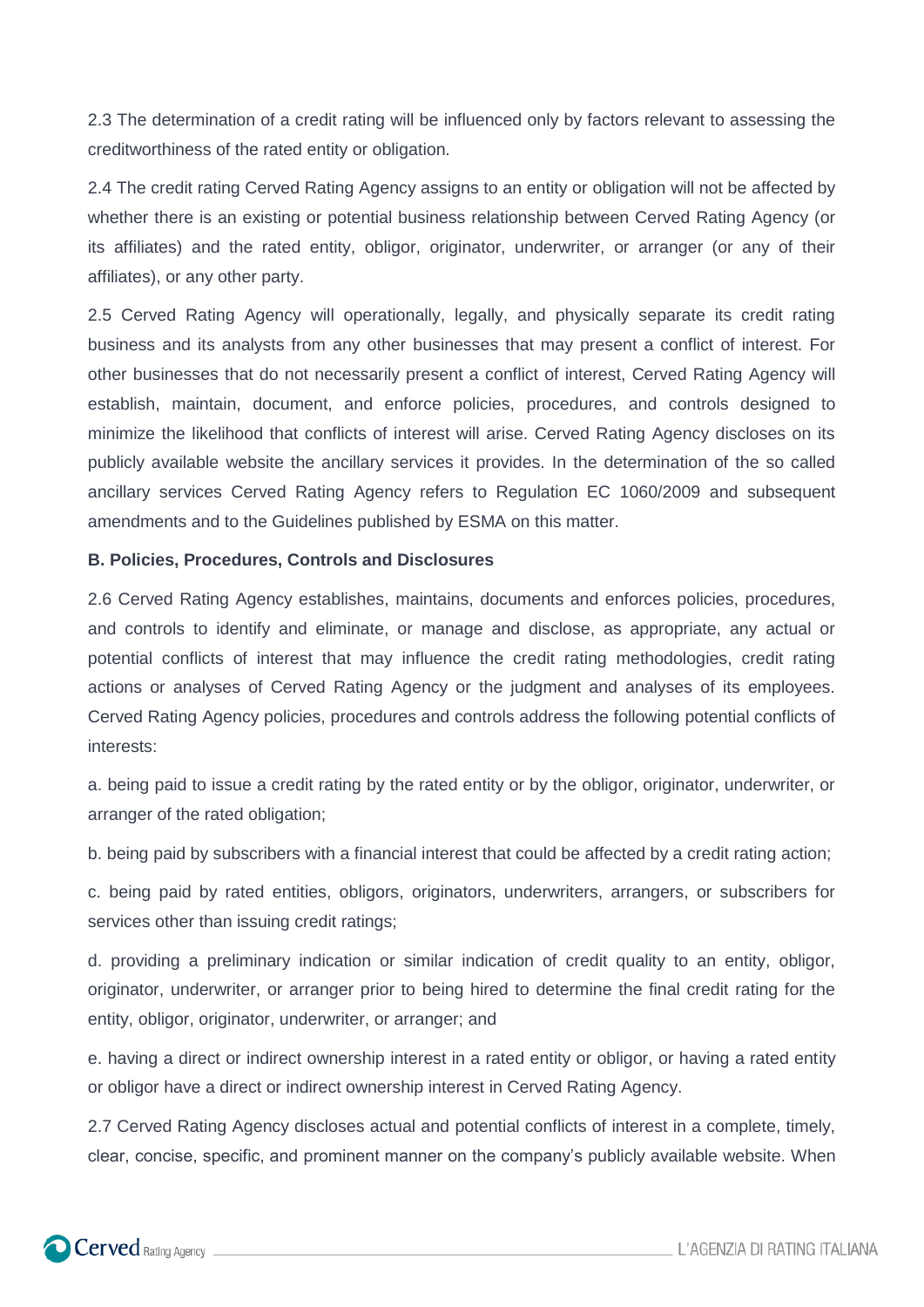2.3 The determination of a credit rating will be influenced only by factors relevant to assessing the creditworthiness of the rated entity or obligation.

2.4 The credit rating Cerved Rating Agency assigns to an entity or obligation will not be affected by whether there is an existing or potential business relationship between Cerved Rating Agency (or its affiliates) and the rated entity, obligor, originator, underwriter, or arranger (or any of their affiliates), or any other party.

2.5 Cerved Rating Agency will operationally, legally, and physically separate its credit rating business and its analysts from any other businesses that may present a conflict of interest. For other businesses that do not necessarily present a conflict of interest, Cerved Rating Agency will establish, maintain, document, and enforce policies, procedures, and controls designed to minimize the likelihood that conflicts of interest will arise. Cerved Rating Agency discloses on its publicly available website the ancillary services it provides. In the determination of the so called ancillary services Cerved Rating Agency refers to Regulation EC 1060/2009 and subsequent amendments and to the Guidelines published by ESMA on this matter.

**B. Policies, Procedures, Controls and Disclosures**

2.6 Cerved Rating Agency establishes, maintains, documents and enforces policies, procedures, and controls to identify and eliminate, or manage and disclose, as appropriate, any actual or potential conflicts of interest that may influence the credit rating methodologies, credit rating actions or analyses of Cerved Rating Agency or the judgment and analyses of its employees. Cerved Rating Agency policies, procedures and controls address the following potential conflicts of interests:

a. being paid to issue a credit rating by the rated entity or by the obligor, originator, underwriter, or arranger of the rated obligation;

b. being paid by subscribers with a financial interest that could be affected by a credit rating action;

c. being paid by rated entities, obligors, originators, underwriters, arrangers, or subscribers for services other than issuing credit ratings;

d. providing a preliminary indication or similar indication of credit quality to an entity, obligor, originator, underwriter, or arranger prior to being hired to determine the final credit rating for the entity, obligor, originator, underwriter, or arranger; and

e. having a direct or indirect ownership interest in a rated entity or obligor, or having a rated entity or obligor have a direct or indirect ownership interest in Cerved Rating Agency.

2.7 Cerved Rating Agency discloses actual and potential conflicts of interest in a complete, timely, clear, concise, specific, and prominent manner on the company's publicly available website. When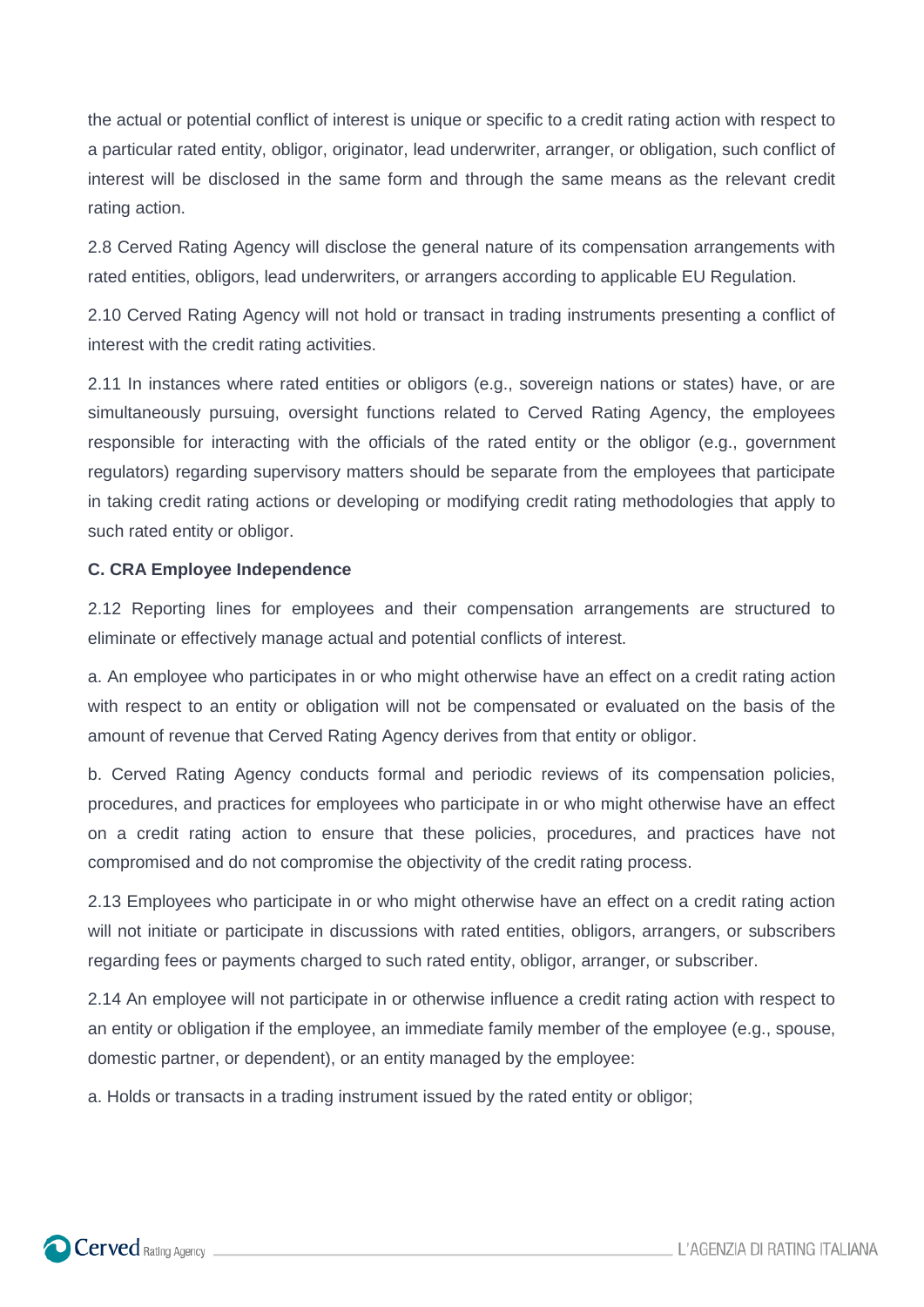the actual or potential conflict of interest is unique or specific to a credit rating action with respect to a particular rated entity, obligor, originator, lead underwriter, arranger, or obligation, such conflict of interest will be disclosed in the same form and through the same means as the relevant credit rating action.

2.8 Cerved Rating Agency will disclose the general nature of its compensation arrangements with rated entities, obligors, lead underwriters, or arrangers according to applicable EU Regulation.

2.10 Cerved Rating Agency will not hold or transact in trading instruments presenting a conflict of interest with the credit rating activities.

2.11 In instances where rated entities or obligors (e.g., sovereign nations or states) have, or are simultaneously pursuing, oversight functions related to Cerved Rating Agency, the employees responsible for interacting with the officials of the rated entity or the obligor (e.g., government regulators) regarding supervisory matters should be separate from the employees that participate in taking credit rating actions or developing or modifying credit rating methodologies that apply to such rated entity or obligor.

**C. CRA Employee Independence**

2.12 Reporting lines for employees and their compensation arrangements are structured to eliminate or effectively manage actual and potential conflicts of interest.

a. An employee who participates in or who might otherwise have an effect on a credit rating action with respect to an entity or obligation will not be compensated or evaluated on the basis of the amount of revenue that Cerved Rating Agency derives from that entity or obligor.

b. Cerved Rating Agency conducts formal and periodic reviews of its compensation policies, procedures, and practices for employees who participate in or who might otherwise have an effect on a credit rating action to ensure that these policies, procedures, and practices have not compromised and do not compromise the objectivity of the credit rating process.

2.13 Employees who participate in or who might otherwise have an effect on a credit rating action will not initiate or participate in discussions with rated entities, obligors, arrangers, or subscribers regarding fees or payments charged to such rated entity, obligor, arranger, or subscriber.

2.14 An employee will not participate in or otherwise influence a credit rating action with respect to an entity or obligation if the employee, an immediate family member of the employee (e.g., spouse, domestic partner, or dependent), or an entity managed by the employee:

a. Holds or transacts in a trading instrument issued by the rated entity or obligor;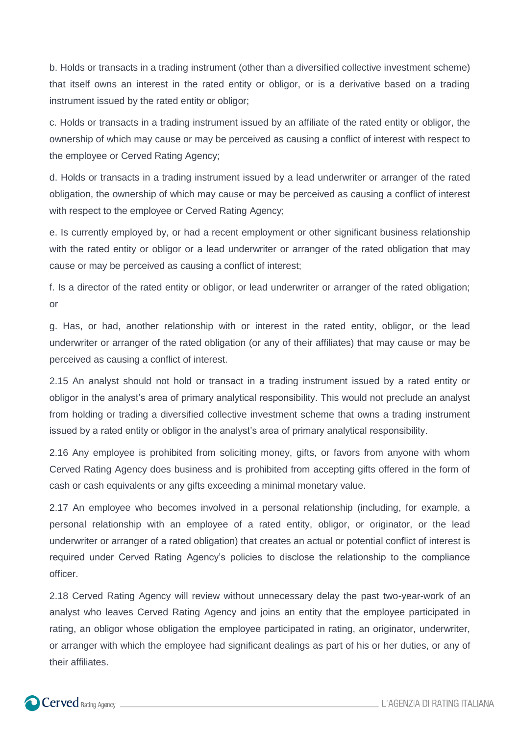b. Holds or transacts in a trading instrument (other than a diversified collective investment scheme) that itself owns an interest in the rated entity or obligor, or is a derivative based on a trading instrument issued by the rated entity or obligor;

c. Holds or transacts in a trading instrument issued by an affiliate of the rated entity or obligor, the ownership of which may cause or may be perceived as causing a conflict of interest with respect to the employee or Cerved Rating Agency;

d. Holds or transacts in a trading instrument issued by a lead underwriter or arranger of the rated obligation, the ownership of which may cause or may be perceived as causing a conflict of interest with respect to the employee or Cerved Rating Agency;

e. Is currently employed by, or had a recent employment or other significant business relationship with the rated entity or obligor or a lead underwriter or arranger of the rated obligation that may cause or may be perceived as causing a conflict of interest;

f. Is a director of the rated entity or obligor, or lead underwriter or arranger of the rated obligation; or

g. Has, or had, another relationship with or interest in the rated entity, obligor, or the lead underwriter or arranger of the rated obligation (or any of their affiliates) that may cause or may be perceived as causing a conflict of interest.

2.15 An analyst should not hold or transact in a trading instrument issued by a rated entity or obligor in the analyst's area of primary analytical responsibility. This would not preclude an analyst from holding or trading a diversified collective investment scheme that owns a trading instrument issued by a rated entity or obligor in the analyst's area of primary analytical responsibility.

2.16 Any employee is prohibited from soliciting money, gifts, or favors from anyone with whom Cerved Rating Agency does business and is prohibited from accepting gifts offered in the form of cash or cash equivalents or any gifts exceeding a minimal monetary value.

2.17 An employee who becomes involved in a personal relationship (including, for example, a personal relationship with an employee of a rated entity, obligor, or originator, or the lead underwriter or arranger of a rated obligation) that creates an actual or potential conflict of interest is required under Cerved Rating Agency's policies to disclose the relationship to the compliance officer.

2.18 Cerved Rating Agency will review without unnecessary delay the past two-year-work of an analyst who leaves Cerved Rating Agency and joins an entity that the employee participated in rating, an obligor whose obligation the employee participated in rating, an originator, underwriter, or arranger with which the employee had significant dealings as part of his or her duties, or any of their affiliates.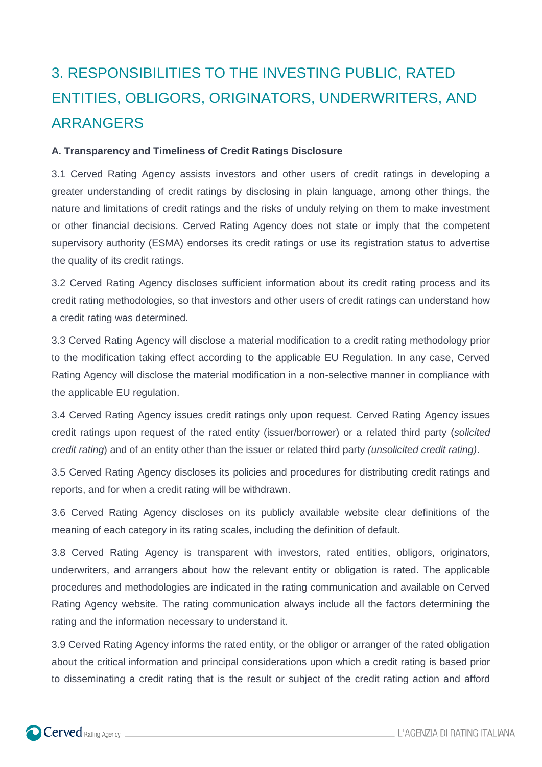# 3. RESPONSIBILITIES TO THE INVESTING PUBLIC, RATED ENTITIES, OBLIGORS, ORIGINATORS, UNDERWRITERS, AND ARRANGERS

**A. Transparency and Timeliness of Credit Ratings Disclosure**

3.1 Cerved Rating Agency assists investors and other users of credit ratings in developing a greater understanding of credit ratings by disclosing in plain language, among other things, the nature and limitations of credit ratings and the risks of unduly relying on them to make investment or other financial decisions. Cerved Rating Agency does not state or imply that the competent supervisory authority (ESMA) endorses its credit ratings or use its registration status to advertise the quality of its credit ratings.

3.2 Cerved Rating Agency discloses sufficient information about its credit rating process and its credit rating methodologies, so that investors and other users of credit ratings can understand how a credit rating was determined.

3.3 Cerved Rating Agency will disclose a material modification to a credit rating methodology prior to the modification taking effect according to the applicable EU Regulation. In any case, Cerved Rating Agency will disclose the material modification in a non-selective manner in compliance with the applicable EU regulation.

3.4 Cerved Rating Agency issues credit ratings only upon request. Cerved Rating Agency issues credit ratings upon request of the rated entity (issuer/borrower) or a related third party (*solicited credit rating*) and of an entity other than the issuer or related third party *(unsolicited credit rating)*.

3.5 Cerved Rating Agency discloses its policies and procedures for distributing credit ratings and reports, and for when a credit rating will be withdrawn.

3.6 Cerved Rating Agency discloses on its publicly available website clear definitions of the meaning of each category in its rating scales, including the definition of default.

3.8 Cerved Rating Agency is transparent with investors, rated entities, obligors, originators, underwriters, and arrangers about how the relevant entity or obligation is rated. The applicable procedures and methodologies are indicated in the rating communication and available on Cerved Rating Agency website. The rating communication always include all the factors determining the rating and the information necessary to understand it.

3.9 Cerved Rating Agency informs the rated entity, or the obligor or arranger of the rated obligation about the critical information and principal considerations upon which a credit rating is based prior to disseminating a credit rating that is the result or subject of the credit rating action and afford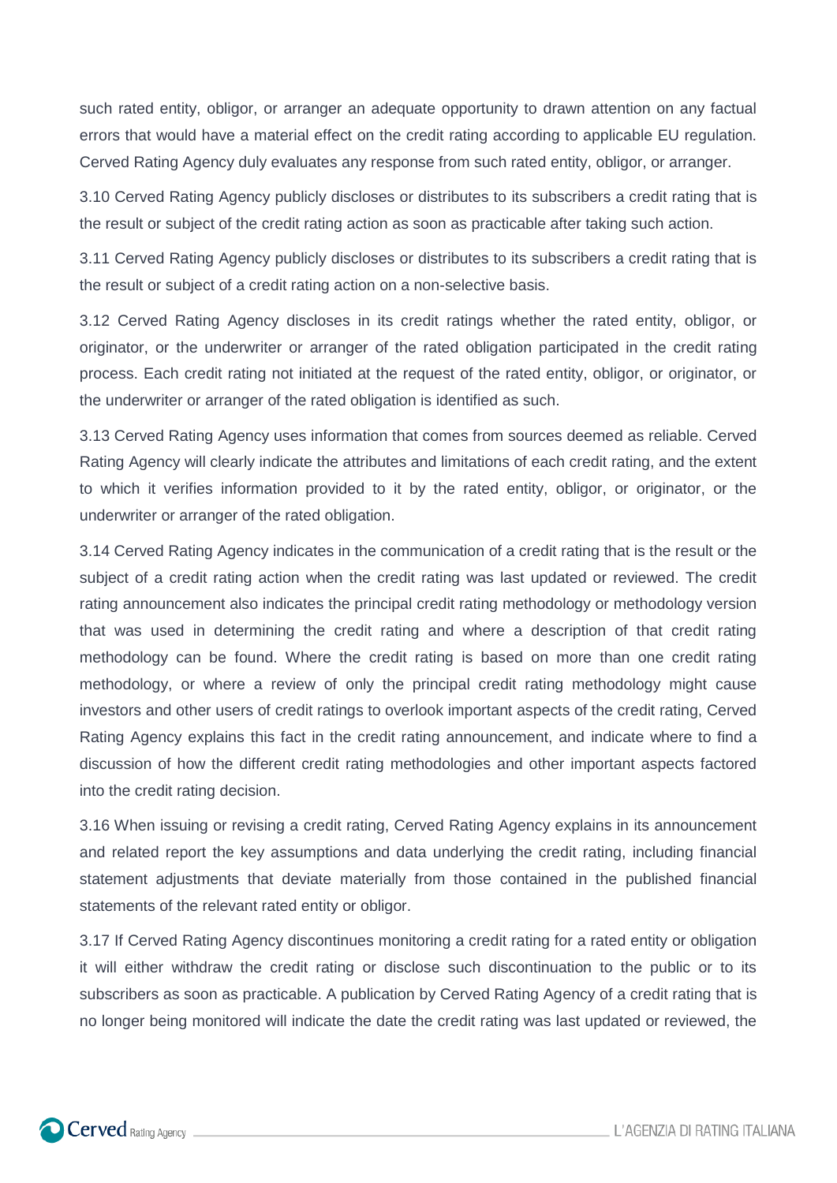such rated entity, obligor, or arranger an adequate opportunity to drawn attention on any factual errors that would have a material effect on the credit rating according to applicable EU regulation. Cerved Rating Agency duly evaluates any response from such rated entity, obligor, or arranger.

3.10 Cerved Rating Agency publicly discloses or distributes to its subscribers a credit rating that is the result or subject of the credit rating action as soon as practicable after taking such action.

3.11 Cerved Rating Agency publicly discloses or distributes to its subscribers a credit rating that is the result or subject of a credit rating action on a non-selective basis.

3.12 Cerved Rating Agency discloses in its credit ratings whether the rated entity, obligor, or originator, or the underwriter or arranger of the rated obligation participated in the credit rating process. Each credit rating not initiated at the request of the rated entity, obligor, or originator, or the underwriter or arranger of the rated obligation is identified as such.

3.13 Cerved Rating Agency uses information that comes from sources deemed as reliable. Cerved Rating Agency will clearly indicate the attributes and limitations of each credit rating, and the extent to which it verifies information provided to it by the rated entity, obligor, or originator, or the underwriter or arranger of the rated obligation.

3.14 Cerved Rating Agency indicates in the communication of a credit rating that is the result or the subject of a credit rating action when the credit rating was last updated or reviewed. The credit rating announcement also indicates the principal credit rating methodology or methodology version that was used in determining the credit rating and where a description of that credit rating methodology can be found. Where the credit rating is based on more than one credit rating methodology, or where a review of only the principal credit rating methodology might cause investors and other users of credit ratings to overlook important aspects of the credit rating, Cerved Rating Agency explains this fact in the credit rating announcement, and indicate where to find a discussion of how the different credit rating methodologies and other important aspects factored into the credit rating decision.

3.16 When issuing or revising a credit rating, Cerved Rating Agency explains in its announcement and related report the key assumptions and data underlying the credit rating, including financial statement adjustments that deviate materially from those contained in the published financial statements of the relevant rated entity or obligor.

3.17 If Cerved Rating Agency discontinues monitoring a credit rating for a rated entity or obligation it will either withdraw the credit rating or disclose such discontinuation to the public or to its subscribers as soon as practicable. A publication by Cerved Rating Agency of a credit rating that is no longer being monitored will indicate the date the credit rating was last updated or reviewed, the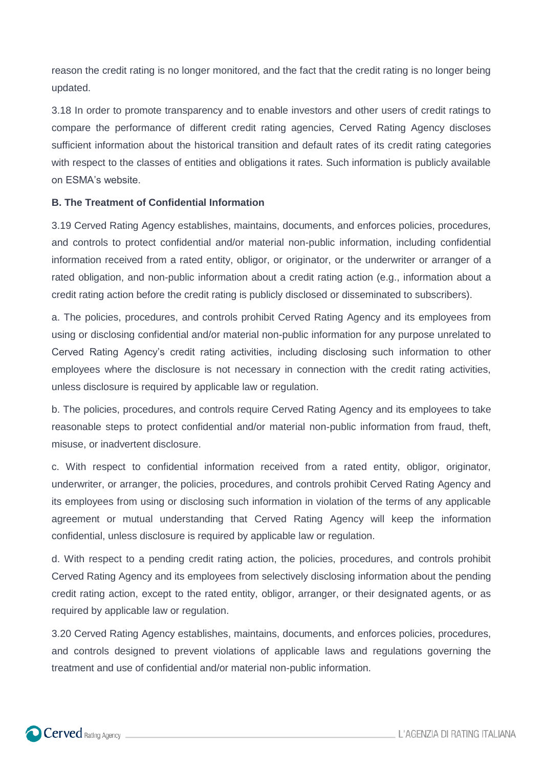reason the credit rating is no longer monitored, and the fact that the credit rating is no longer being updated.

3.18 In order to promote transparency and to enable investors and other users of credit ratings to compare the performance of different credit rating agencies, Cerved Rating Agency discloses sufficient information about the historical transition and default rates of its credit rating categories with respect to the classes of entities and obligations it rates. Such information is publicly available on ESMA's website.

**B. The Treatment of Confidential Information**

3.19 Cerved Rating Agency establishes, maintains, documents, and enforces policies, procedures, and controls to protect confidential and/or material non-public information, including confidential information received from a rated entity, obligor, or originator, or the underwriter or arranger of a rated obligation, and non-public information about a credit rating action (e.g., information about a credit rating action before the credit rating is publicly disclosed or disseminated to subscribers).

a. The policies, procedures, and controls prohibit Cerved Rating Agency and its employees from using or disclosing confidential and/or material non-public information for any purpose unrelated to Cerved Rating Agency's credit rating activities, including disclosing such information to other employees where the disclosure is not necessary in connection with the credit rating activities, unless disclosure is required by applicable law or regulation.

b. The policies, procedures, and controls require Cerved Rating Agency and its employees to take reasonable steps to protect confidential and/or material non-public information from fraud, theft, misuse, or inadvertent disclosure.

c. With respect to confidential information received from a rated entity, obligor, originator, underwriter, or arranger, the policies, procedures, and controls prohibit Cerved Rating Agency and its employees from using or disclosing such information in violation of the terms of any applicable agreement or mutual understanding that Cerved Rating Agency will keep the information confidential, unless disclosure is required by applicable law or regulation.

d. With respect to a pending credit rating action, the policies, procedures, and controls prohibit Cerved Rating Agency and its employees from selectively disclosing information about the pending credit rating action, except to the rated entity, obligor, arranger, or their designated agents, or as required by applicable law or regulation.

3.20 Cerved Rating Agency establishes, maintains, documents, and enforces policies, procedures, and controls designed to prevent violations of applicable laws and regulations governing the treatment and use of confidential and/or material non-public information.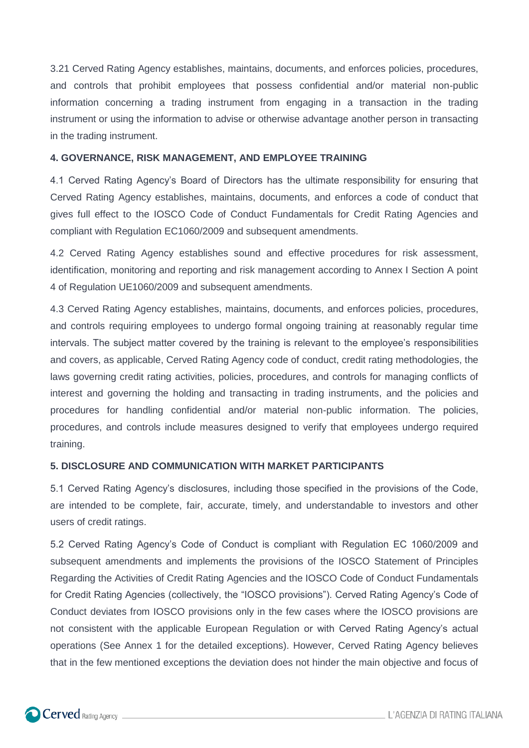3.21 Cerved Rating Agency establishes, maintains, documents, and enforces policies, procedures, and controls that prohibit employees that possess confidential and/or material non-public information concerning a trading instrument from engaging in a transaction in the trading instrument or using the information to advise or otherwise advantage another person in transacting in the trading instrument.

**4. GOVERNANCE, RISK MANAGEMENT, AND EMPLOYEE TRAINING**

4.1 Cerved Rating Agency's Board of Directors has the ultimate responsibility for ensuring that Cerved Rating Agency establishes, maintains, documents, and enforces a code of conduct that gives full effect to the IOSCO Code of Conduct Fundamentals for Credit Rating Agencies and compliant with Regulation EC1060/2009 and subsequent amendments.

4.2 Cerved Rating Agency establishes sound and effective procedures for risk assessment, identification, monitoring and reporting and risk management according to Annex I Section A point 4 of Regulation UE1060/2009 and subsequent amendments.

4.3 Cerved Rating Agency establishes, maintains, documents, and enforces policies, procedures, and controls requiring employees to undergo formal ongoing training at reasonably regular time intervals. The subject matter covered by the training is relevant to the employee's responsibilities and covers, as applicable, Cerved Rating Agency code of conduct, credit rating methodologies, the laws governing credit rating activities, policies, procedures, and controls for managing conflicts of interest and governing the holding and transacting in trading instruments, and the policies and procedures for handling confidential and/or material non-public information. The policies, procedures, and controls include measures designed to verify that employees undergo required training.

**5. DISCLOSURE AND COMMUNICATION WITH MARKET PARTICIPANTS**

5.1 Cerved Rating Agency's disclosures, including those specified in the provisions of the Code, are intended to be complete, fair, accurate, timely, and understandable to investors and other users of credit ratings.

5.2 Cerved Rating Agency's Code of Conduct is compliant with Regulation EC 1060/2009 and subsequent amendments and implements the provisions of the IOSCO Statement of Principles Regarding the Activities of Credit Rating Agencies and the IOSCO Code of Conduct Fundamentals for Credit Rating Agencies (collectively, the "IOSCO provisions"). Cerved Rating Agency's Code of Conduct deviates from IOSCO provisions only in the few cases where the IOSCO provisions are not consistent with the applicable European Regulation or with Cerved Rating Agency's actual operations (See Annex 1 for the detailed exceptions). However, Cerved Rating Agency believes that in the few mentioned exceptions the deviation does not hinder the main objective and focus of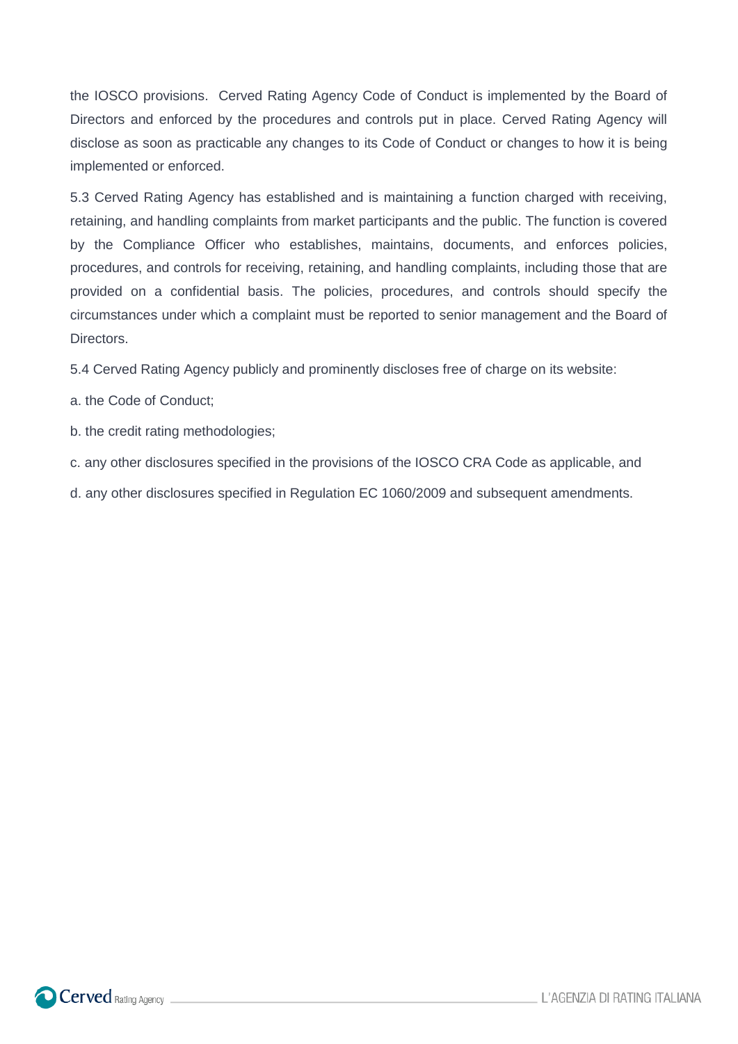the IOSCO provisions. Cerved Rating Agency Code of Conduct is implemented by the Board of Directors and enforced by the procedures and controls put in place. Cerved Rating Agency will disclose as soon as practicable any changes to its Code of Conduct or changes to how it is being implemented or enforced.

5.3 Cerved Rating Agency has established and is maintaining a function charged with receiving, retaining, and handling complaints from market participants and the public. The function is covered by the Compliance Officer who establishes, maintains, documents, and enforces policies, procedures, and controls for receiving, retaining, and handling complaints, including those that are provided on a confidential basis. The policies, procedures, and controls should specify the circumstances under which a complaint must be reported to senior management and the Board of Directors.

5.4 Cerved Rating Agency publicly and prominently discloses free of charge on its website:

a. the Code of Conduct;

b. the credit rating methodologies;

c. any other disclosures specified in the provisions of the IOSCO CRA Code as applicable, and

d. any other disclosures specified in Regulation EC 1060/2009 and subsequent amendments.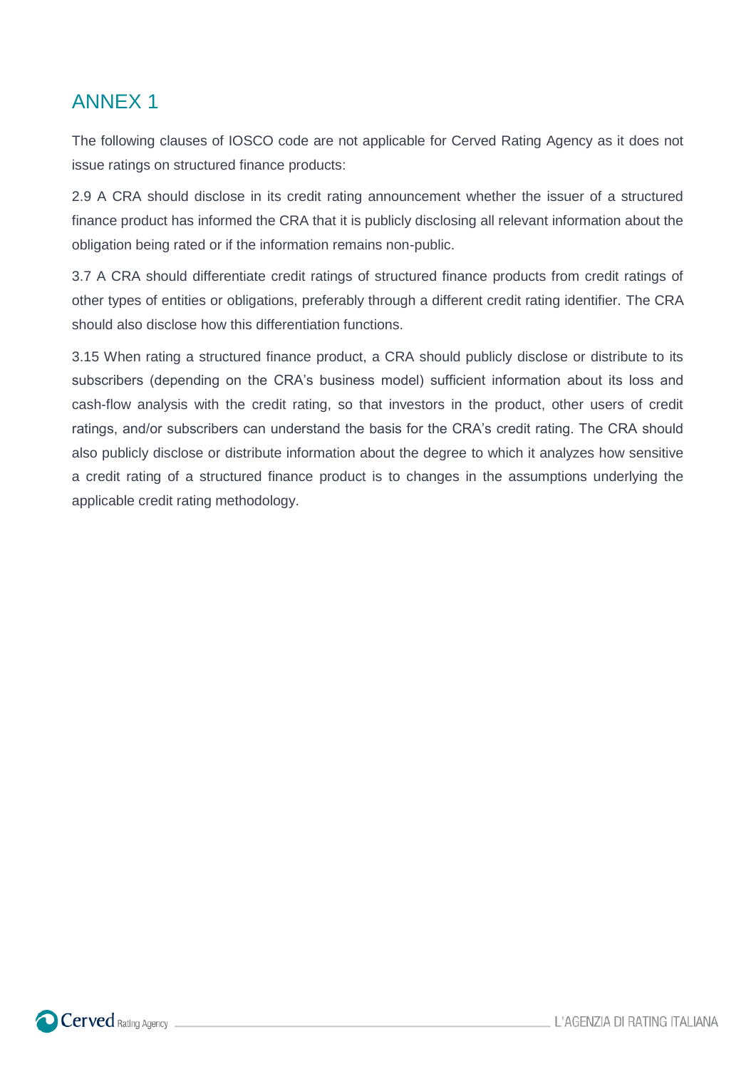## ANNEX 1

The following clauses of IOSCO code are not applicable for Cerved Rating Agency as it does not issue ratings on structured finance products:

2.9 A CRA should disclose in its credit rating announcement whether the issuer of a structured finance product has informed the CRA that it is publicly disclosing all relevant information about the obligation being rated or if the information remains non-public.

3.7 A CRA should differentiate credit ratings of structured finance products from credit ratings of other types of entities or obligations, preferably through a different credit rating identifier. The CRA should also disclose how this differentiation functions.

3.15 When rating a structured finance product, a CRA should publicly disclose or distribute to its subscribers (depending on the CRA's business model) sufficient information about its loss and cash-flow analysis with the credit rating, so that investors in the product, other users of credit ratings, and/or subscribers can understand the basis for the CRA's credit rating. The CRA should also publicly disclose or distribute information about the degree to which it analyzes how sensitive a credit rating of a structured finance product is to changes in the assumptions underlying the applicable credit rating methodology.